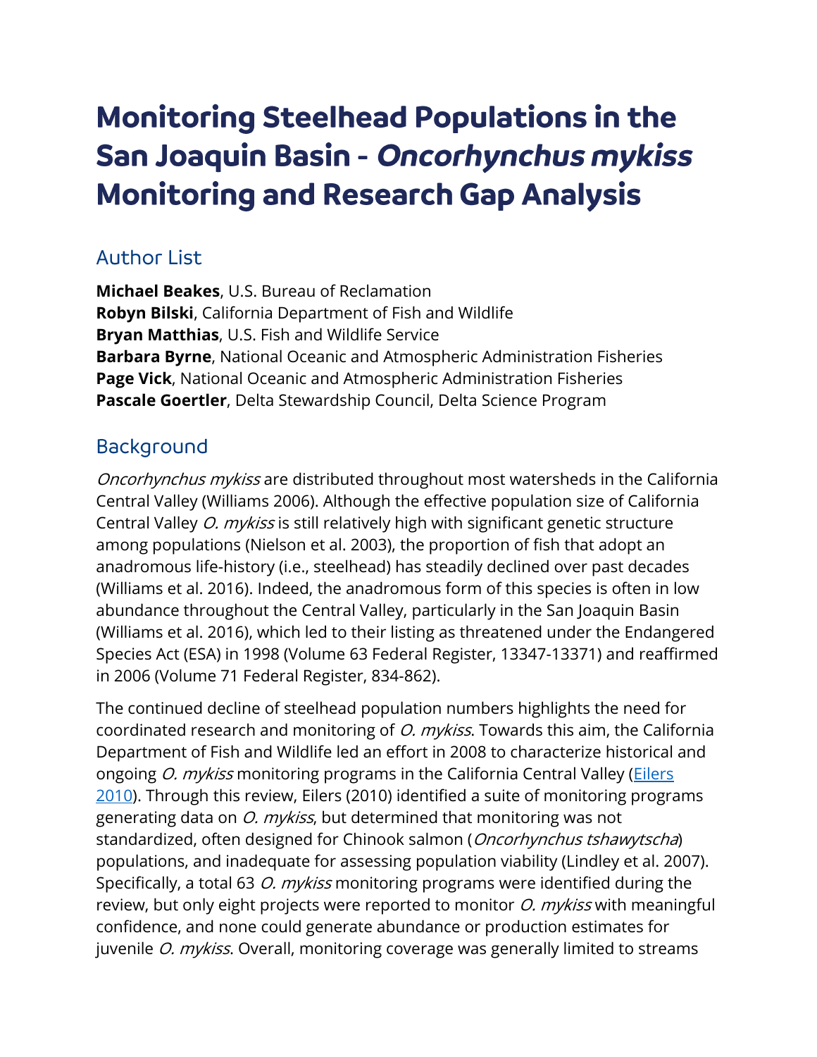# Monitoring Steelhead Populations in the San Joaquin Basin - *Oncorhynchus mykiss* Monitoring and Research Gap Analysis

## Author List

**Michael Beakes**, U.S. Bureau of Reclamation
**Robyn Bilski**, California Department of Fish and Wildlife
**Bryan Matthias**, U.S. Fish and Wildlife Service
**Barbara Byrne**, National Oceanic and Atmospheric Administration Fisheries
**Page Vick**, National Oceanic and Atmospheric Administration Fisheries
**Pascale Goertler**, Delta Stewardship Council, Delta Science Program

## Background

*Oncorhynchus mykiss* are distributed throughout most watersheds in the California Central Valley (Williams 2006). Although the effective population size of California Central Valley *O. mykiss* is still relatively high with significant genetic structure among populations (Nielson et al. 2003), the proportion of fish that adopt an anadromous life-history (i.e., steelhead) has steadily declined over past decades (Williams et al. 2016). Indeed, the anadromous form of this species is often in low abundance throughout the Central Valley, particularly in the San Joaquin Basin (Williams et al. 2016), which led to their listing as threatened under the Endangered Species Act (ESA) in 1998 (Volume 63 Federal Register, 13347-13371) and reaffirmed in 2006 (Volume 71 Federal Register, 834-862).

The continued decline of steelhead population numbers highlights the need for coordinated research and monitoring of *O. mykiss*. Towards this aim, the California Department of Fish and Wildlife led an effort in 2008 to characterize historical and ongoing *O. mykiss* monitoring programs in the California Central Valley (Eilers 2010). Through this review, Eilers (2010) identified a suite of monitoring programs generating data on *O. mykiss*, but determined that monitoring was not standardized, often designed for Chinook salmon (*Oncorhynchus tshawytscha*) populations, and inadequate for assessing population viability (Lindley et al. 2007). Specifically, a total 63 *O. mykiss* monitoring programs were identified during the review, but only eight projects were reported to monitor *O. mykiss* with meaningful confidence, and none could generate abundance or production estimates for juvenile *O. mykiss*. Overall, monitoring coverage was generally limited to streams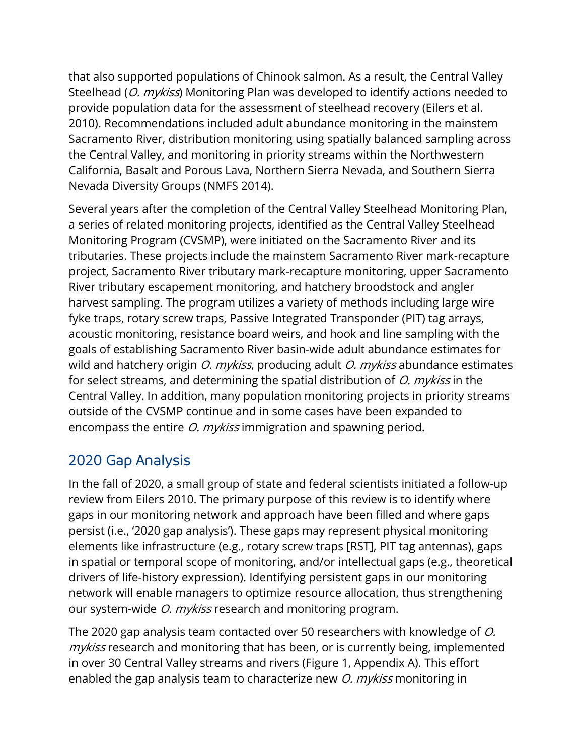that also supported populations of Chinook salmon. As a result, the Central Valley Steelhead (*O. mykiss*) Monitoring Plan was developed to identify actions needed to provide population data for the assessment of steelhead recovery (Eilers et al. 2010). Recommendations included adult abundance monitoring in the mainstem Sacramento River, distribution monitoring using spatially balanced sampling across the Central Valley, and monitoring in priority streams within the Northwestern California, Basalt and Porous Lava, Northern Sierra Nevada, and Southern Sierra Nevada Diversity Groups (NMFS 2014).

Several years after the completion of the Central Valley Steelhead Monitoring Plan, a series of related monitoring projects, identified as the Central Valley Steelhead Monitoring Program (CVSMP), were initiated on the Sacramento River and its tributaries. These projects include the mainstem Sacramento River mark-recapture project, Sacramento River tributary mark-recapture monitoring, upper Sacramento River tributary escapement monitoring, and hatchery broodstock and angler harvest sampling. The program utilizes a variety of methods including large wire fyke traps, rotary screw traps, Passive Integrated Transponder (PIT) tag arrays, acoustic monitoring, resistance board weirs, and hook and line sampling with the goals of establishing Sacramento River basin-wide adult abundance estimates for wild and hatchery origin *O. mykiss*, producing adult *O. mykiss* abundance estimates for select streams, and determining the spatial distribution of *O. mykiss* in the Central Valley. In addition, many population monitoring projects in priority streams outside of the CVSMP continue and in some cases have been expanded to encompass the entire *O. mykiss* immigration and spawning period.

## 2020 Gap Analysis

In the fall of 2020, a small group of state and federal scientists initiated a follow-up review from Eilers 2010. The primary purpose of this review is to identify where gaps in our monitoring network and approach have been filled and where gaps persist (i.e., '2020 gap analysis'). These gaps may represent physical monitoring elements like infrastructure (e.g., rotary screw traps [RST], PIT tag antennas), gaps in spatial or temporal scope of monitoring, and/or intellectual gaps (e.g., theoretical drivers of life-history expression). Identifying persistent gaps in our monitoring network will enable managers to optimize resource allocation, thus strengthening our system-wide *O. mykiss* research and monitoring program.

The 2020 gap analysis team contacted over 50 researchers with knowledge of *O. mykiss* research and monitoring that has been, or is currently being, implemented in over 30 Central Valley streams and rivers (Figure 1, Appendix A). This effort enabled the gap analysis team to characterize new *O. mykiss* monitoring in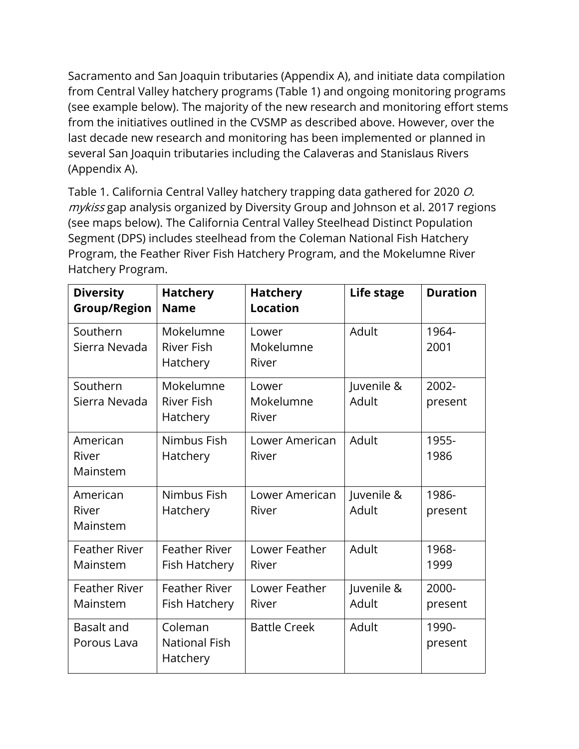Sacramento and San Joaquin tributaries (Appendix A), and initiate data compilation from Central Valley hatchery programs (Table 1) and ongoing monitoring programs (see example below). The majority of the new research and monitoring effort stems from the initiatives outlined in the CVSMP as described above. However, over the last decade new research and monitoring has been implemented or planned in several San Joaquin tributaries including the Calaveras and Stanislaus Rivers (Appendix A).

Table 1. California Central Valley hatchery trapping data gathered for 2020 *O. mykiss* gap analysis organized by Diversity Group and Johnson et al. 2017 regions (see maps below). The California Central Valley Steelhead Distinct Population Segment (DPS) includes steelhead from the Coleman National Fish Hatchery Program, the Feather River Fish Hatchery Program, and the Mokelumne River Hatchery Program.

| Diversity Group/Region | Hatchery Name | Hatchery Location | Life stage | Duration |
| --- | --- | --- | --- | --- |
| Southern Sierra Nevada | Mokelumne River Fish Hatchery | Lower Mokelumne River | Adult | 1964-2001 |
| Southern Sierra Nevada | Mokelumne River Fish Hatchery | Lower Mokelumne River | Juvenile & Adult | 2002-present |
| American River Mainstem | Nimbus Fish Hatchery | Lower American River | Adult | 1955-1986 |
| American River Mainstem | Nimbus Fish Hatchery | Lower American River | Juvenile & Adult | 1986-present |
| Feather River Mainstem | Feather River Fish Hatchery | Lower Feather River | Adult | 1968-1999 |
| Feather River Mainstem | Feather River Fish Hatchery | Lower Feather River | Juvenile & Adult | 2000-present |
| Basalt and Porous Lava | Coleman National Fish Hatchery | Battle Creek | Adult | 1990-present |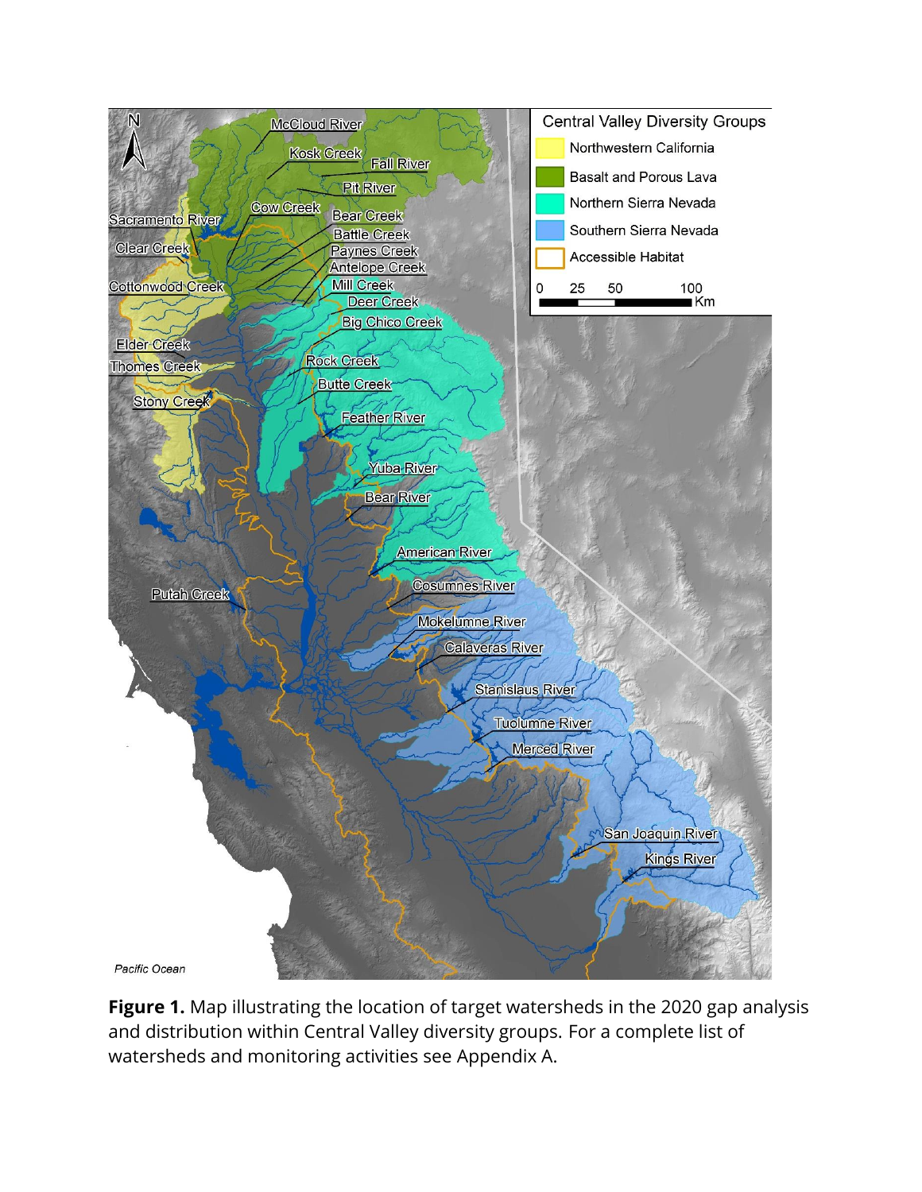**Figure 1.** Map illustrating the location of target watersheds in the 2020 gap analysis and distribution within Central Valley diversity groups. For a complete list of watersheds and monitoring activities see Appendix A.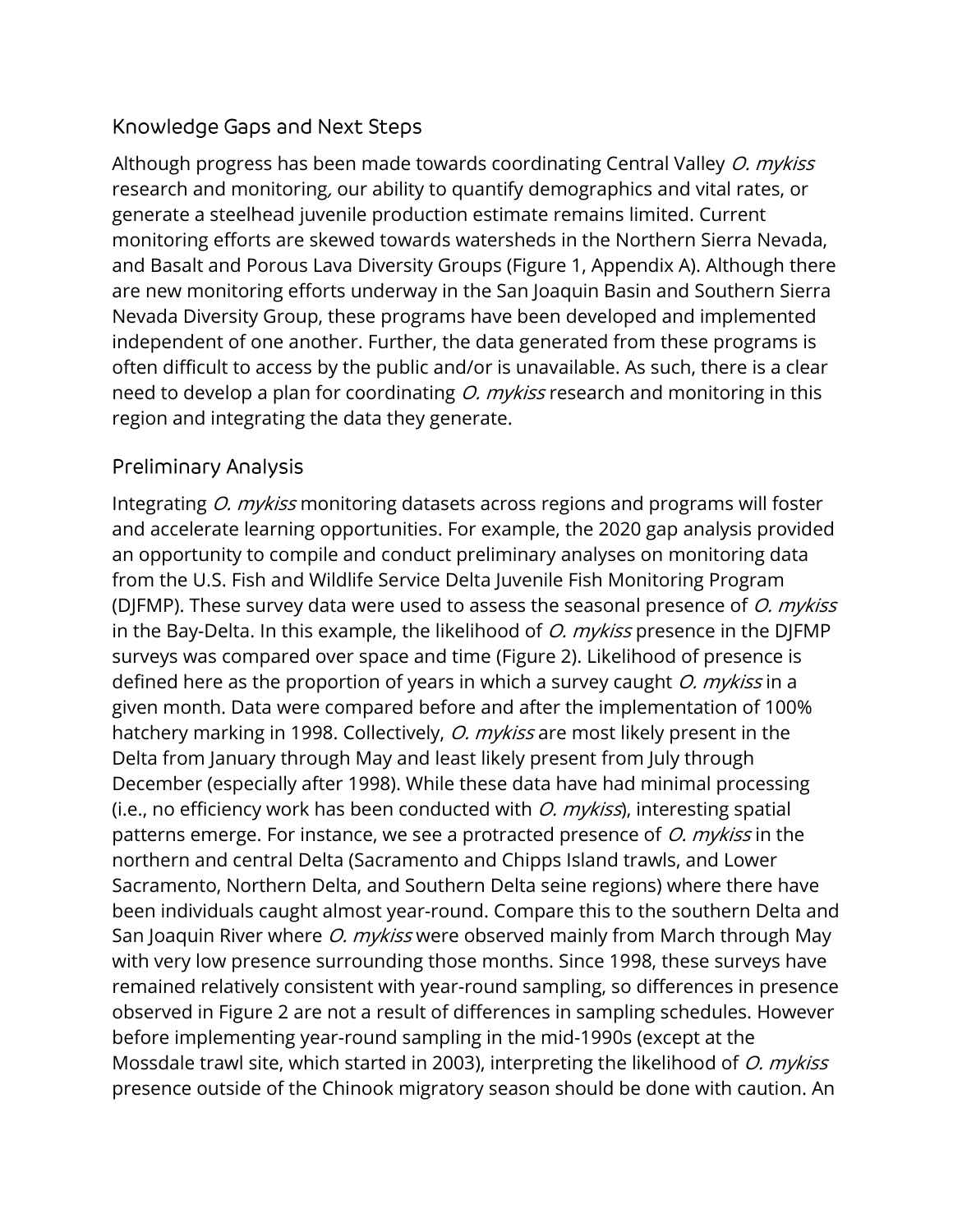## Knowledge Gaps and Next Steps

Although progress has been made towards coordinating Central Valley *O. mykiss* research and monitoring, our ability to quantify demographics and vital rates, or generate a steelhead juvenile production estimate remains limited. Current monitoring efforts are skewed towards watersheds in the Northern Sierra Nevada, and Basalt and Porous Lava Diversity Groups (Figure 1, Appendix A). Although there are new monitoring efforts underway in the San Joaquin Basin and Southern Sierra Nevada Diversity Group, these programs have been developed and implemented independent of one another. Further, the data generated from these programs is often difficult to access by the public and/or is unavailable. As such, there is a clear need to develop a plan for coordinating *O. mykiss* research and monitoring in this region and integrating the data they generate.

## Preliminary Analysis

Integrating *O. mykiss* monitoring datasets across regions and programs will foster and accelerate learning opportunities. For example, the 2020 gap analysis provided an opportunity to compile and conduct preliminary analyses on monitoring data from the U.S. Fish and Wildlife Service Delta Juvenile Fish Monitoring Program (DJFMP). These survey data were used to assess the seasonal presence of *O. mykiss* in the Bay-Delta. In this example, the likelihood of *O. mykiss* presence in the DJFMP surveys was compared over space and time (Figure 2). Likelihood of presence is defined here as the proportion of years in which a survey caught *O. mykiss* in a given month. Data were compared before and after the implementation of 100% hatchery marking in 1998. Collectively, *O. mykiss* are most likely present in the Delta from January through May and least likely present from July through December (especially after 1998). While these data have had minimal processing (i.e., no efficiency work has been conducted with *O. mykiss*), interesting spatial patterns emerge. For instance, we see a protracted presence of *O. mykiss* in the northern and central Delta (Sacramento and Chipps Island trawls, and Lower Sacramento, Northern Delta, and Southern Delta seine regions) where there have been individuals caught almost year-round. Compare this to the southern Delta and San Joaquin River where *O. mykiss* were observed mainly from March through May with very low presence surrounding those months. Since 1998, these surveys have remained relatively consistent with year-round sampling, so differences in presence observed in Figure 2 are not a result of differences in sampling schedules. However before implementing year-round sampling in the mid-1990s (except at the Mossdale trawl site, which started in 2003), interpreting the likelihood of *O. mykiss* presence outside of the Chinook migratory season should be done with caution. An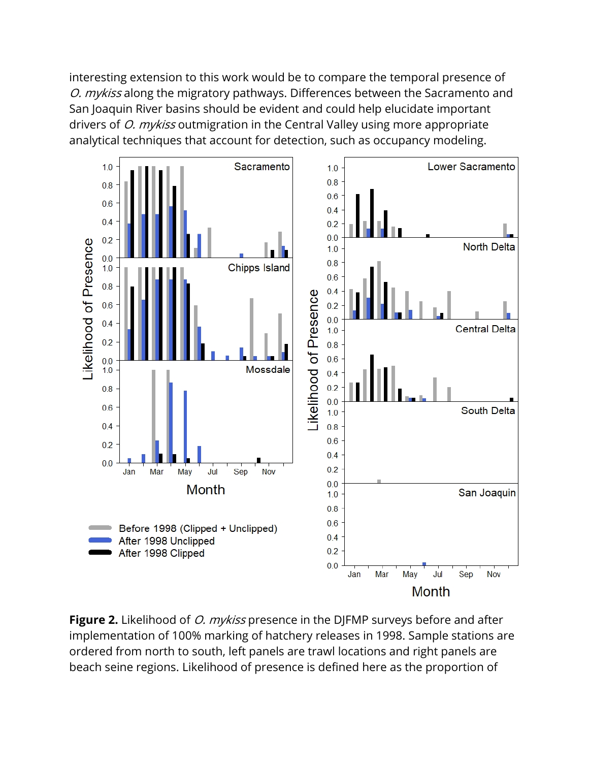interesting extension to this work would be to compare the temporal presence of *O. mykiss* along the migratory pathways. Differences between the Sacramento and San Joaquin River basins should be evident and could help elucidate important drivers of *O. mykiss* outmigration in the Central Valley using more appropriate analytical techniques that account for detection, such as occupancy modeling.

**Figure 2.** Likelihood of *O. mykiss* presence in the DJFMP surveys before and after implementation of 100% marking of hatchery releases in 1998. Sample stations are ordered from north to south, left panels are trawl locations and right panels are beach seine regions. Likelihood of presence is defined here as the proportion of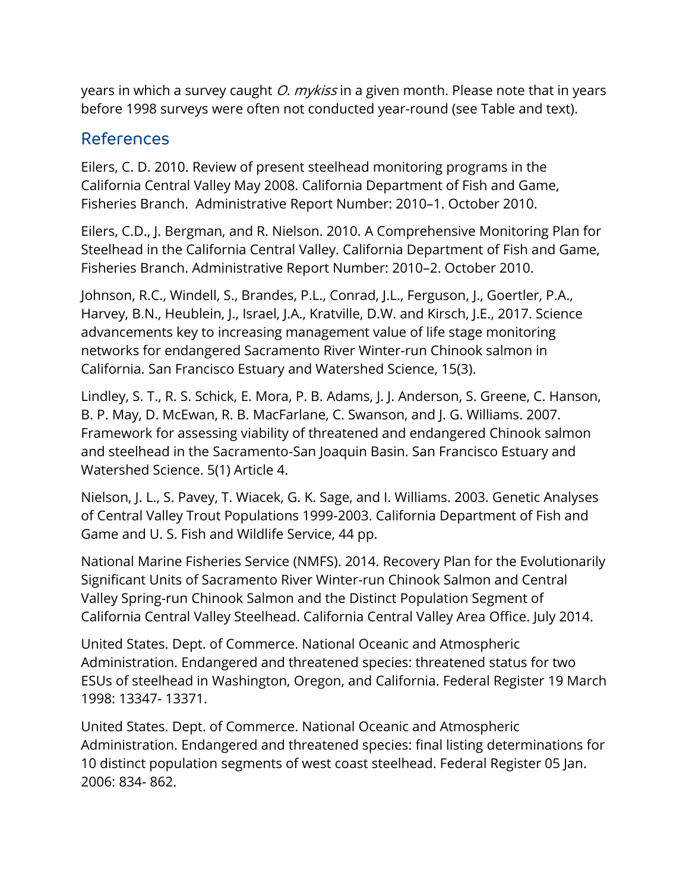years in which a survey caught *O. mykiss* in a given month. Please note that in years before 1998 surveys were often not conducted year-round (see Table and text).

## References

Eilers, C. D. 2010. Review of present steelhead monitoring programs in the California Central Valley May 2008. California Department of Fish and Game, Fisheries Branch. Administrative Report Number: 2010–1. October 2010.

Eilers, C.D., J. Bergman, and R. Nielson. 2010. A Comprehensive Monitoring Plan for Steelhead in the California Central Valley. California Department of Fish and Game, Fisheries Branch. Administrative Report Number: 2010–2. October 2010.

Johnson, R.C., Windell, S., Brandes, P.L., Conrad, J.L., Ferguson, J., Goertler, P.A., Harvey, B.N., Heublein, J., Israel, J.A., Kratville, D.W. and Kirsch, J.E., 2017. Science advancements key to increasing management value of life stage monitoring networks for endangered Sacramento River Winter-run Chinook salmon in California. San Francisco Estuary and Watershed Science, 15(3).

Lindley, S. T., R. S. Schick, E. Mora, P. B. Adams, J. J. Anderson, S. Greene, C. Hanson, B. P. May, D. McEwan, R. B. MacFarlane, C. Swanson, and J. G. Williams. 2007. Framework for assessing viability of threatened and endangered Chinook salmon and steelhead in the Sacramento-San Joaquin Basin. San Francisco Estuary and Watershed Science. 5(1) Article 4.

Nielson, J. L., S. Pavey, T. Wiacek, G. K. Sage, and I. Williams. 2003. Genetic Analyses of Central Valley Trout Populations 1999-2003. California Department of Fish and Game and U. S. Fish and Wildlife Service, 44 pp.

National Marine Fisheries Service (NMFS). 2014. Recovery Plan for the Evolutionarily Significant Units of Sacramento River Winter-run Chinook Salmon and Central Valley Spring-run Chinook Salmon and the Distinct Population Segment of California Central Valley Steelhead. California Central Valley Area Office. July 2014.

United States. Dept. of Commerce. National Oceanic and Atmospheric Administration. Endangered and threatened species: threatened status for two ESUs of steelhead in Washington, Oregon, and California. Federal Register 19 March 1998: 13347- 13371.

United States. Dept. of Commerce. National Oceanic and Atmospheric Administration. Endangered and threatened species: final listing determinations for 10 distinct population segments of west coast steelhead. Federal Register 05 Jan. 2006: 834- 862.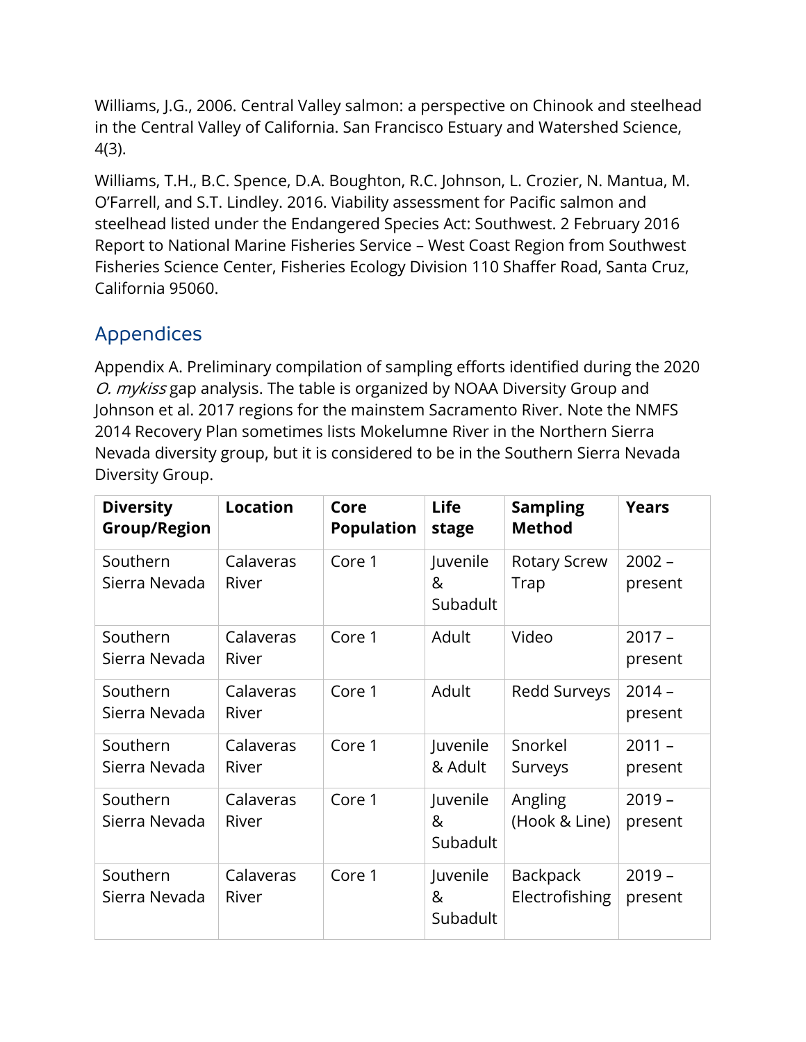Williams, J.G., 2006. Central Valley salmon: a perspective on Chinook and steelhead in the Central Valley of California. San Francisco Estuary and Watershed Science, 4(3).

Williams, T.H., B.C. Spence, D.A. Boughton, R.C. Johnson, L. Crozier, N. Mantua, M. O'Farrell, and S.T. Lindley. 2016. Viability assessment for Pacific salmon and steelhead listed under the Endangered Species Act: Southwest. 2 February 2016 Report to National Marine Fisheries Service – West Coast Region from Southwest Fisheries Science Center, Fisheries Ecology Division 110 Shaffer Road, Santa Cruz, California 95060.

## Appendices

Appendix A. Preliminary compilation of sampling efforts identified during the 2020 *O. mykiss* gap analysis. The table is organized by NOAA Diversity Group and Johnson et al. 2017 regions for the mainstem Sacramento River. Note the NMFS 2014 Recovery Plan sometimes lists Mokelumne River in the Northern Sierra Nevada diversity group, but it is considered to be in the Southern Sierra Nevada Diversity Group.

| Diversity Group/Region | Location | Core Population | Life stage | Sampling Method | Years |
|---|---|---|---|---|---|
| Southern Sierra Nevada | Calaveras River | Core 1 | Juvenile & Subadult | Rotary Screw Trap | 2002 – present |
| Southern Sierra Nevada | Calaveras River | Core 1 | Adult | Video | 2017 – present |
| Southern Sierra Nevada | Calaveras River | Core 1 | Adult | Redd Surveys | 2014 – present |
| Southern Sierra Nevada | Calaveras River | Core 1 | Juvenile & Adult | Snorkel Surveys | 2011 – present |
| Southern Sierra Nevada | Calaveras River | Core 1 | Juvenile & Subadult | Angling (Hook & Line) | 2019 – present |
| Southern Sierra Nevada | Calaveras River | Core 1 | Juvenile & Subadult | Backpack Electrofishing | 2019 – present |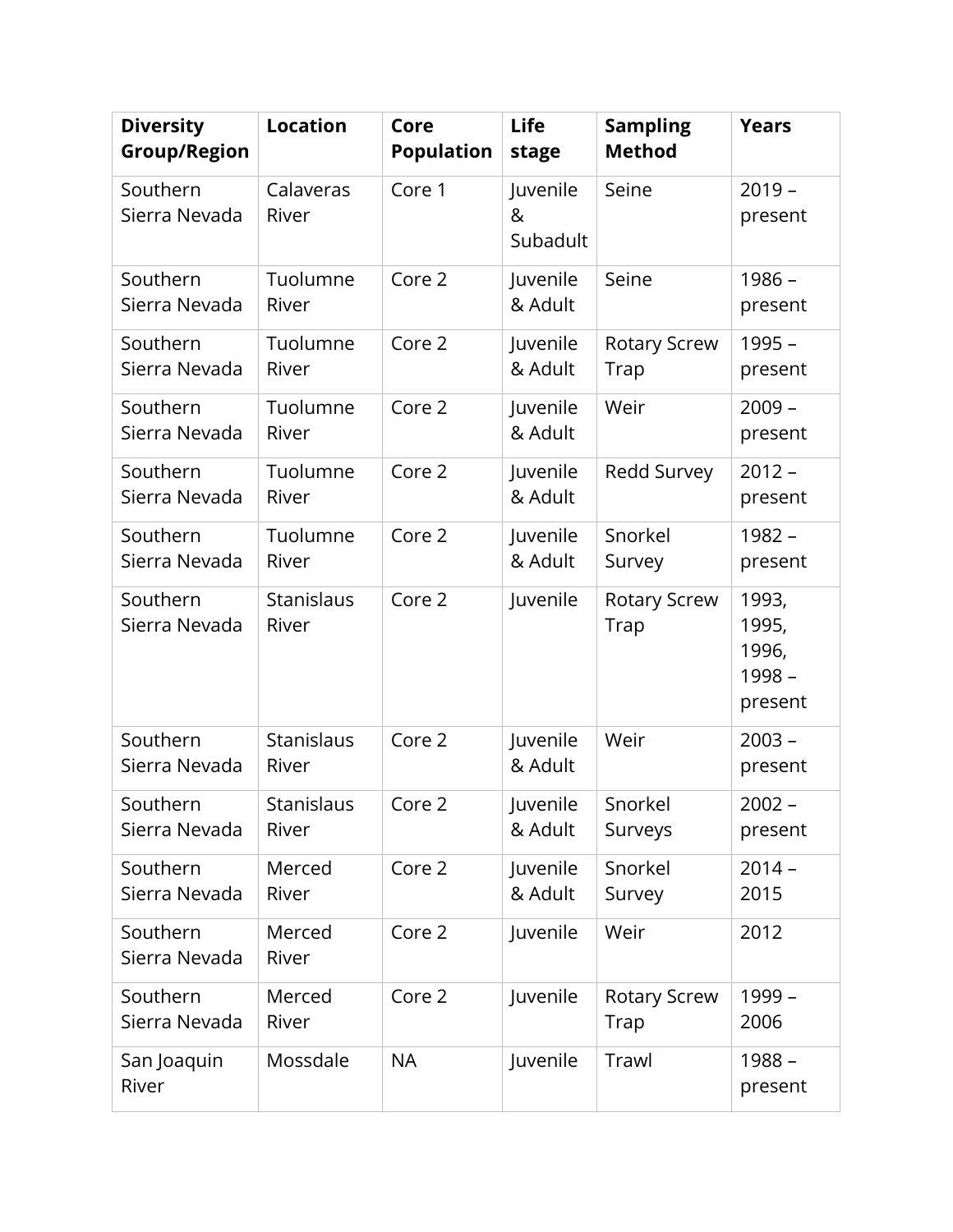| Diversity Group/Region | Location | Core Population | Life stage | Sampling Method | Years |
|---|---|---|---|---|---|
| Southern Sierra Nevada | Calaveras River | Core 1 | Juvenile & Subadult | Seine | 2019 – present |
| Southern Sierra Nevada | Tuolumne River | Core 2 | Juvenile & Adult | Seine | 1986 – present |
| Southern Sierra Nevada | Tuolumne River | Core 2 | Juvenile & Adult | Rotary Screw Trap | 1995 – present |
| Southern Sierra Nevada | Tuolumne River | Core 2 | Juvenile & Adult | Weir | 2009 – present |
| Southern Sierra Nevada | Tuolumne River | Core 2 | Juvenile & Adult | Redd Survey | 2012 – present |
| Southern Sierra Nevada | Tuolumne River | Core 2 | Juvenile & Adult | Snorkel Survey | 1982 – present |
| Southern Sierra Nevada | Stanislaus River | Core 2 | Juvenile | Rotary Screw Trap | 1993, 1995, 1996, 1998 – present |
| Southern Sierra Nevada | Stanislaus River | Core 2 | Juvenile & Adult | Weir | 2003 – present |
| Southern Sierra Nevada | Stanislaus River | Core 2 | Juvenile & Adult | Snorkel Surveys | 2002 – present |
| Southern Sierra Nevada | Merced River | Core 2 | Juvenile & Adult | Snorkel Survey | 2014 – 2015 |
| Southern Sierra Nevada | Merced River | Core 2 | Juvenile | Weir | 2012 |
| Southern Sierra Nevada | Merced River | Core 2 | Juvenile | Rotary Screw Trap | 1999 – 2006 |
| San Joaquin River | Mossdale | NA | Juvenile | Trawl | 1988 – present |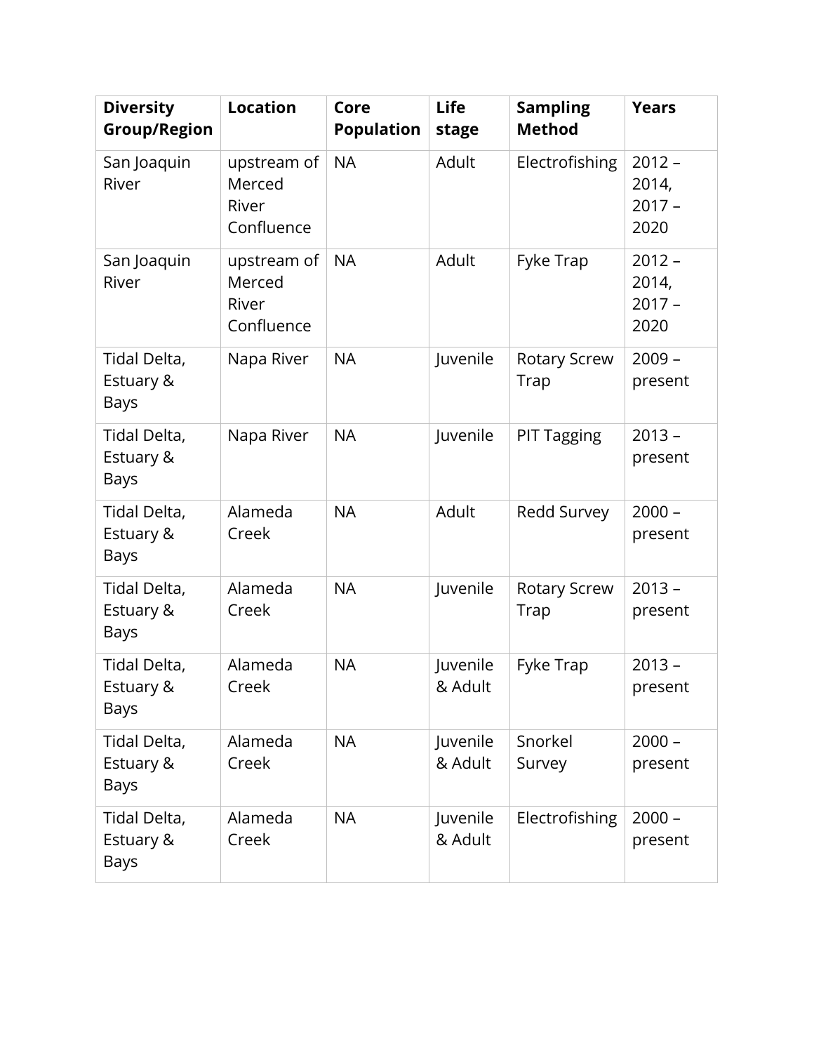| Diversity Group/Region | Location | Core Population | Life stage | Sampling Method | Years |
|---|---|---|---|---|---|
| San Joaquin River | upstream of Merced River Confluence | NA | Adult | Electrofishing | 2012 – 2014, 2017 – 2020 |
| San Joaquin River | upstream of Merced River Confluence | NA | Adult | Fyke Trap | 2012 – 2014, 2017 – 2020 |
| Tidal Delta, Estuary & Bays | Napa River | NA | Juvenile | Rotary Screw Trap | 2009 – present |
| Tidal Delta, Estuary & Bays | Napa River | NA | Juvenile | PIT Tagging | 2013 – present |
| Tidal Delta, Estuary & Bays | Alameda Creek | NA | Adult | Redd Survey | 2000 – present |
| Tidal Delta, Estuary & Bays | Alameda Creek | NA | Juvenile | Rotary Screw Trap | 2013 – present |
| Tidal Delta, Estuary & Bays | Alameda Creek | NA | Juvenile & Adult | Fyke Trap | 2013 – present |
| Tidal Delta, Estuary & Bays | Alameda Creek | NA | Juvenile & Adult | Snorkel Survey | 2000 – present |
| Tidal Delta, Estuary & Bays | Alameda Creek | NA | Juvenile & Adult | Electrofishing | 2000 – present |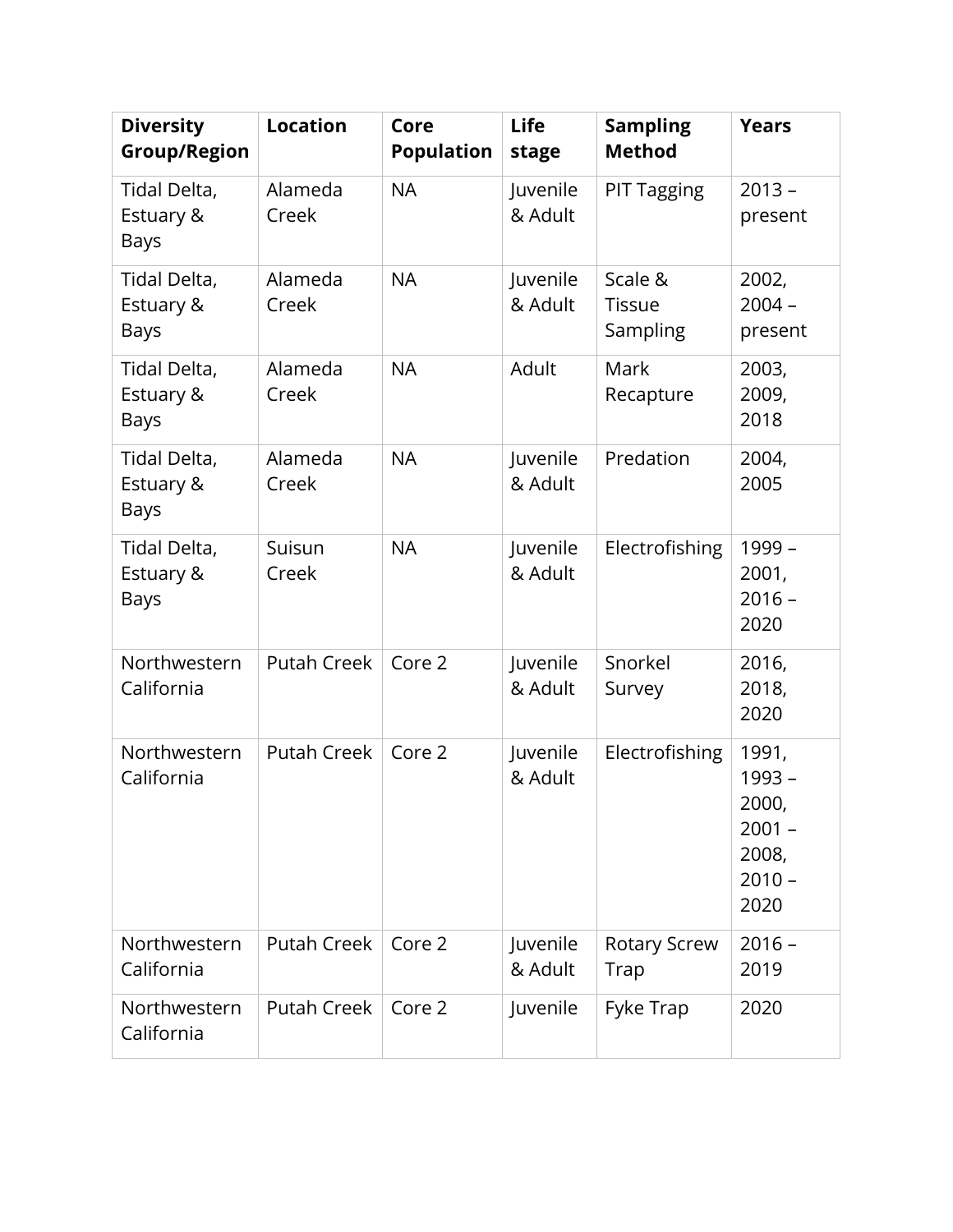| Diversity Group/Region | Location | Core Population | Life stage | Sampling Method | Years |
|---|---|---|---|---|---|
| Tidal Delta, Estuary & Bays | Alameda Creek | NA | Juvenile & Adult | PIT Tagging | 2013 – present |
| Tidal Delta, Estuary & Bays | Alameda Creek | NA | Juvenile & Adult | Scale & Tissue Sampling | 2002, 2004 – present |
| Tidal Delta, Estuary & Bays | Alameda Creek | NA | Adult | Mark Recapture | 2003, 2009, 2018 |
| Tidal Delta, Estuary & Bays | Alameda Creek | NA | Juvenile & Adult | Predation | 2004, 2005 |
| Tidal Delta, Estuary & Bays | Suisun Creek | NA | Juvenile & Adult | Electrofishing | 1999 – 2001, 2016 – 2020 |
| Northwestern California | Putah Creek | Core 2 | Juvenile & Adult | Snorkel Survey | 2016, 2018, 2020 |
| Northwestern California | Putah Creek | Core 2 | Juvenile & Adult | Electrofishing | 1991, 1993 – 2000, 2001 – 2008, 2010 – 2020 |
| Northwestern California | Putah Creek | Core 2 | Juvenile & Adult | Rotary Screw Trap | 2016 – 2019 |
| Northwestern California | Putah Creek | Core 2 | Juvenile | Fyke Trap | 2020 |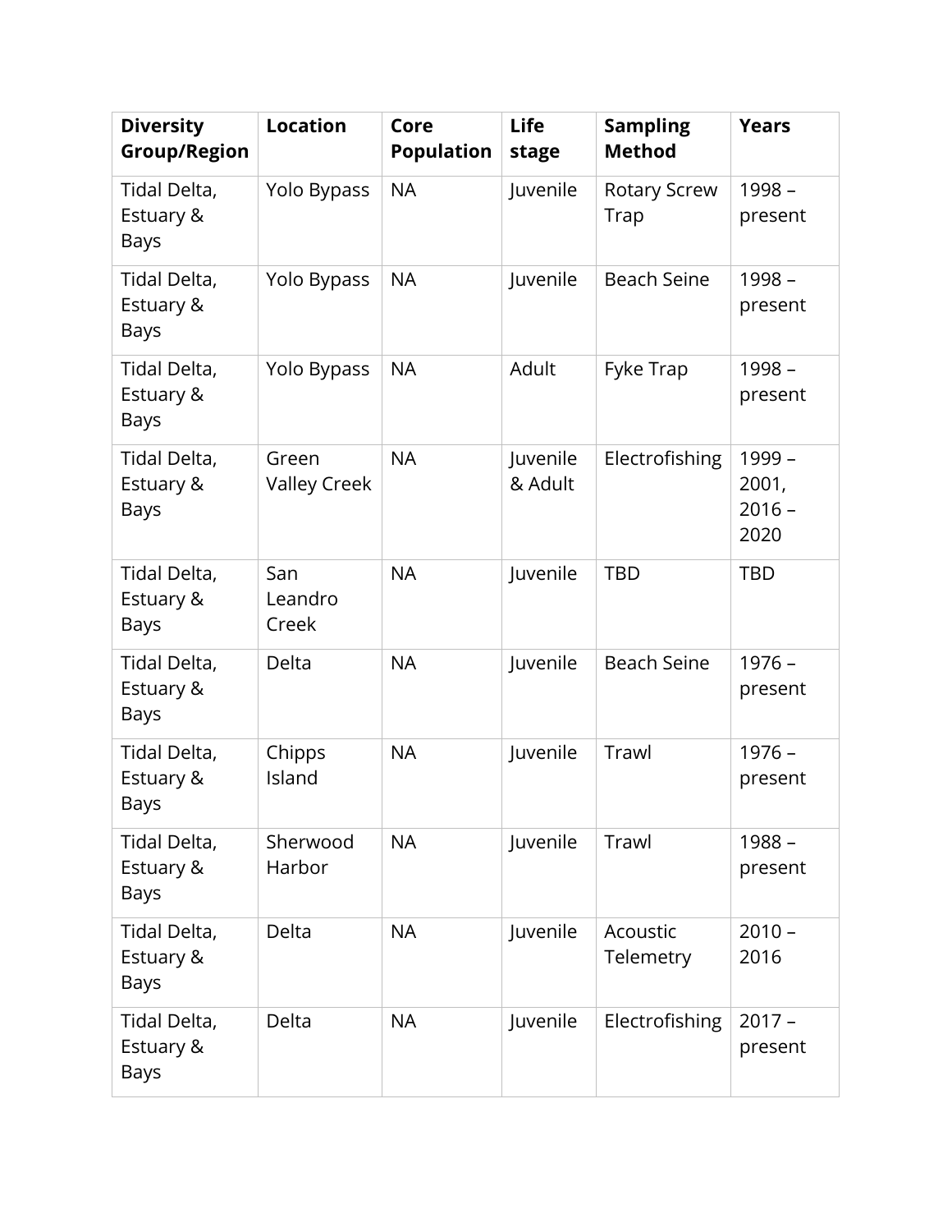| Diversity Group/Region | Location | Core Population | Life stage | Sampling Method | Years |
|---|---|---|---|---|---|
| Tidal Delta, Estuary & Bays | Yolo Bypass | NA | Juvenile | Rotary Screw Trap | 1998 – present |
| Tidal Delta, Estuary & Bays | Yolo Bypass | NA | Juvenile | Beach Seine | 1998 – present |
| Tidal Delta, Estuary & Bays | Yolo Bypass | NA | Adult | Fyke Trap | 1998 – present |
| Tidal Delta, Estuary & Bays | Green Valley Creek | NA | Juvenile & Adult | Electrofishing | 1999 – 2001, 2016 – 2020 |
| Tidal Delta, Estuary & Bays | San Leandro Creek | NA | Juvenile | TBD | TBD |
| Tidal Delta, Estuary & Bays | Delta | NA | Juvenile | Beach Seine | 1976 – present |
| Tidal Delta, Estuary & Bays | Chipps Island | NA | Juvenile | Trawl | 1976 – present |
| Tidal Delta, Estuary & Bays | Sherwood Harbor | NA | Juvenile | Trawl | 1988 – present |
| Tidal Delta, Estuary & Bays | Delta | NA | Juvenile | Acoustic Telemetry | 2010 – 2016 |
| Tidal Delta, Estuary & Bays | Delta | NA | Juvenile | Electrofishing | 2017 – present |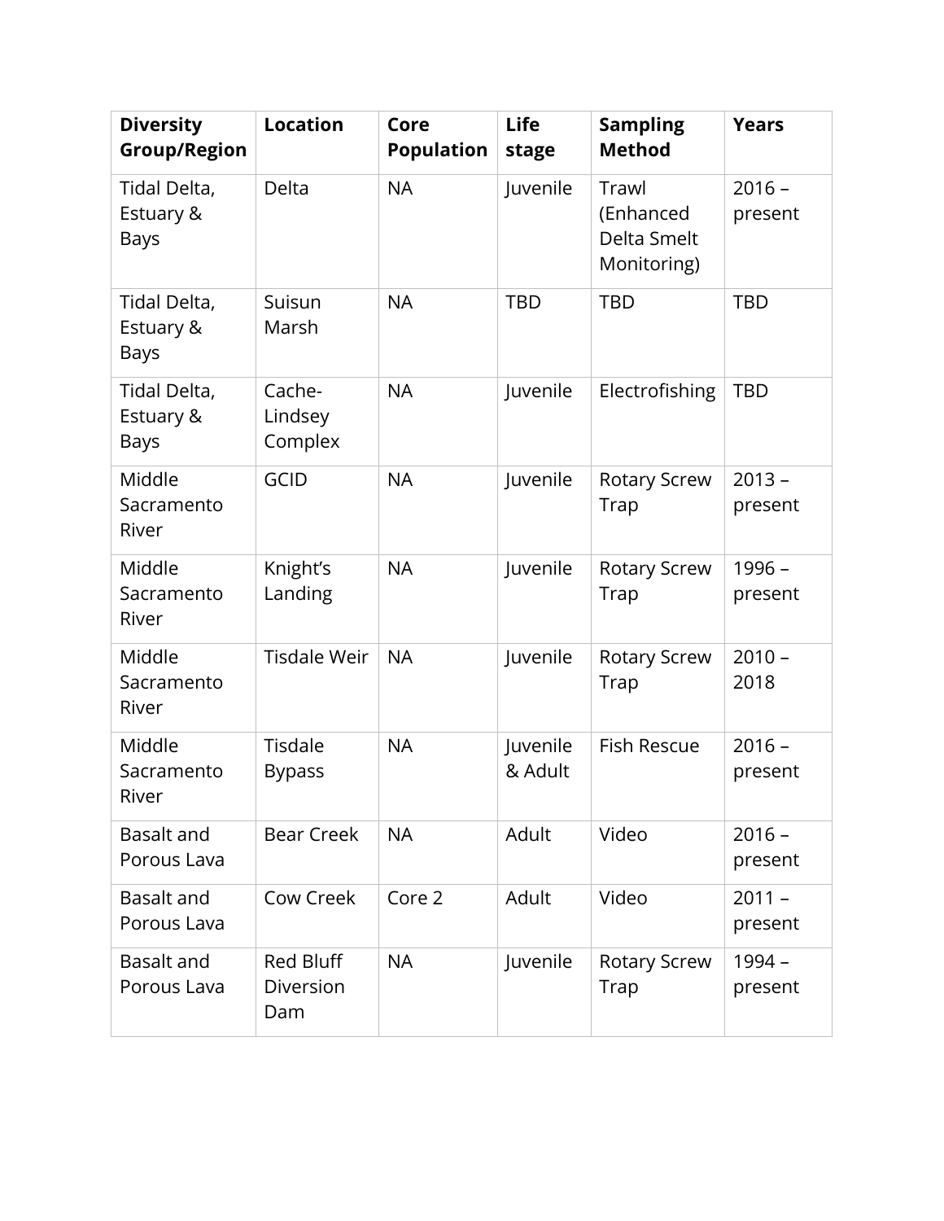| Diversity Group/Region | Location | Core Population | Life stage | Sampling Method | Years |
|---|---|---|---|---|---|
| Tidal Delta, Estuary & Bays | Delta | NA | Juvenile | Trawl (Enhanced Delta Smelt Monitoring) | 2016 – present |
| Tidal Delta, Estuary & Bays | Suisun Marsh | NA | TBD | TBD | TBD |
| Tidal Delta, Estuary & Bays | Cache-Lindsey Complex | NA | Juvenile | Electrofishing | TBD |
| Middle Sacramento River | GCID | NA | Juvenile | Rotary Screw Trap | 2013 – present |
| Middle Sacramento River | Knight's Landing | NA | Juvenile | Rotary Screw Trap | 1996 – present |
| Middle Sacramento River | Tisdale Weir | NA | Juvenile | Rotary Screw Trap | 2010 – 2018 |
| Middle Sacramento River | Tisdale Bypass | NA | Juvenile & Adult | Fish Rescue | 2016 – present |
| Basalt and Porous Lava | Bear Creek | NA | Adult | Video | 2016 – present |
| Basalt and Porous Lava | Cow Creek | Core 2 | Adult | Video | 2011 – present |
| Basalt and Porous Lava | Red Bluff Diversion Dam | NA | Juvenile | Rotary Screw Trap | 1994 – present |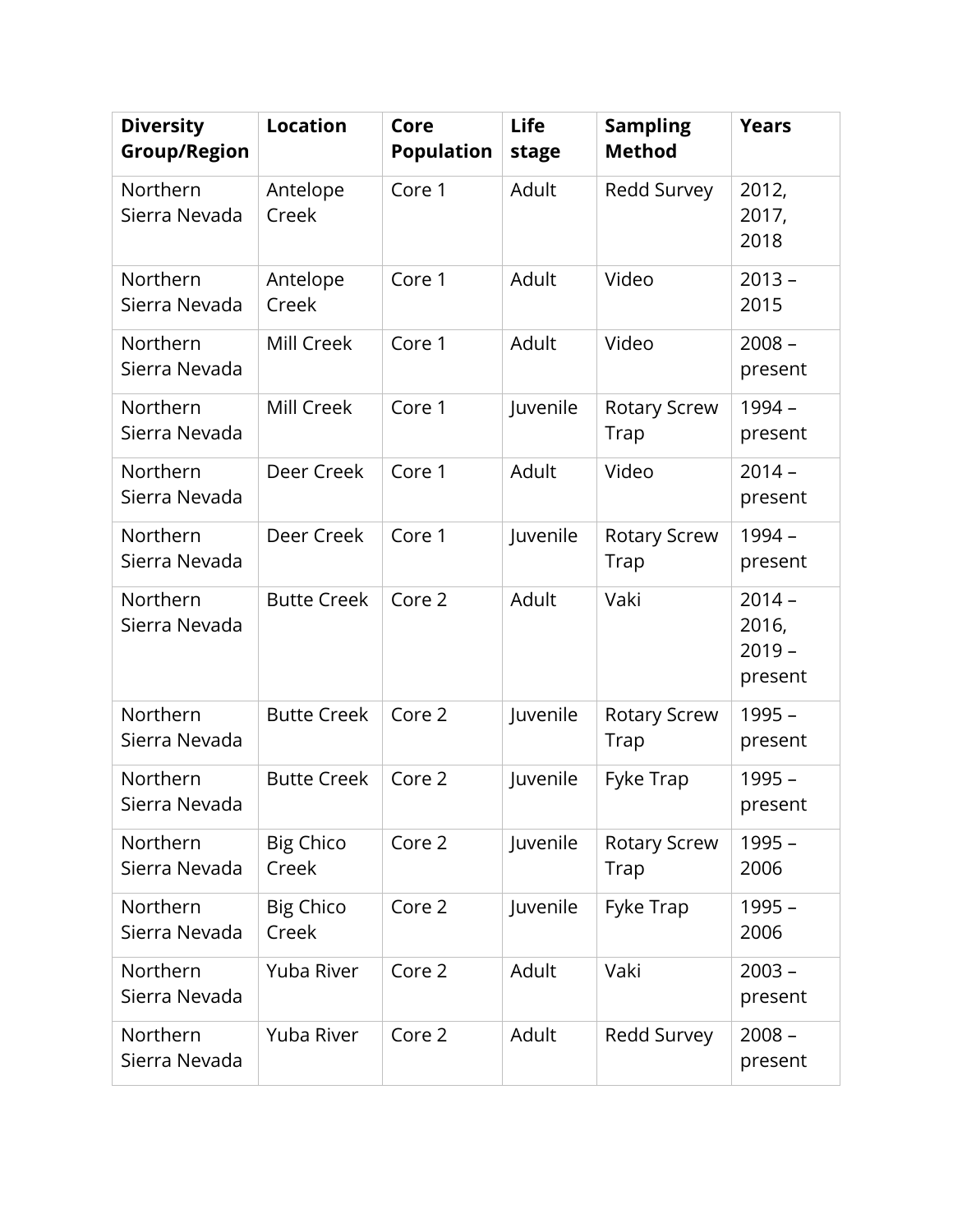| Diversity Group/Region | Location | Core Population | Life stage | Sampling Method | Years |
|---|---|---|---|---|---|
| Northern Sierra Nevada | Antelope Creek | Core 1 | Adult | Redd Survey | 2012, 2017, 2018 |
| Northern Sierra Nevada | Antelope Creek | Core 1 | Adult | Video | 2013 – 2015 |
| Northern Sierra Nevada | Mill Creek | Core 1 | Adult | Video | 2008 – present |
| Northern Sierra Nevada | Mill Creek | Core 1 | Juvenile | Rotary Screw Trap | 1994 – present |
| Northern Sierra Nevada | Deer Creek | Core 1 | Adult | Video | 2014 – present |
| Northern Sierra Nevada | Deer Creek | Core 1 | Juvenile | Rotary Screw Trap | 1994 – present |
| Northern Sierra Nevada | Butte Creek | Core 2 | Adult | Vaki | 2014 – 2016, 2019 – present |
| Northern Sierra Nevada | Butte Creek | Core 2 | Juvenile | Rotary Screw Trap | 1995 – present |
| Northern Sierra Nevada | Butte Creek | Core 2 | Juvenile | Fyke Trap | 1995 – present |
| Northern Sierra Nevada | Big Chico Creek | Core 2 | Juvenile | Rotary Screw Trap | 1995 – 2006 |
| Northern Sierra Nevada | Big Chico Creek | Core 2 | Juvenile | Fyke Trap | 1995 – 2006 |
| Northern Sierra Nevada | Yuba River | Core 2 | Adult | Vaki | 2003 – present |
| Northern Sierra Nevada | Yuba River | Core 2 | Adult | Redd Survey | 2008 – present |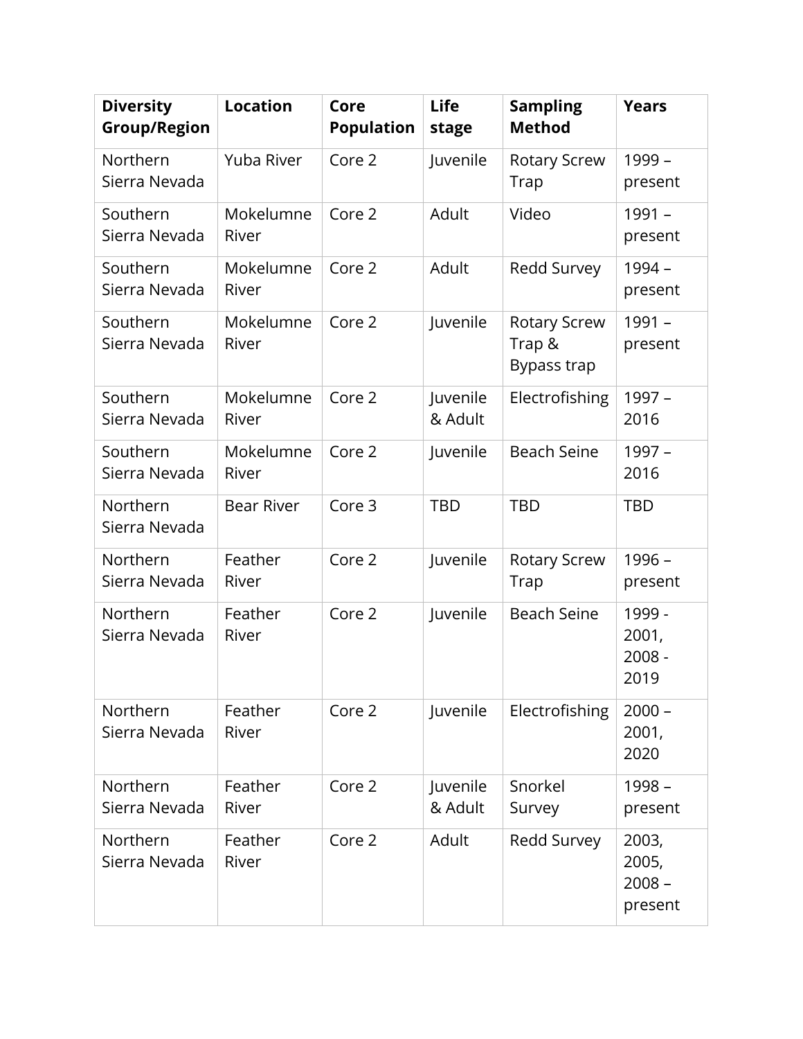| Diversity Group/Region | Location | Core Population | Life stage | Sampling Method | Years |
|---|---|---|---|---|---|
| Northern Sierra Nevada | Yuba River | Core 2 | Juvenile | Rotary Screw Trap | 1999 – present |
| Southern Sierra Nevada | Mokelumne River | Core 2 | Adult | Video | 1991 – present |
| Southern Sierra Nevada | Mokelumne River | Core 2 | Adult | Redd Survey | 1994 – present |
| Southern Sierra Nevada | Mokelumne River | Core 2 | Juvenile | Rotary Screw Trap & Bypass trap | 1991 – present |
| Southern Sierra Nevada | Mokelumne River | Core 2 | Juvenile & Adult | Electrofishing | 1997 – 2016 |
| Southern Sierra Nevada | Mokelumne River | Core 2 | Juvenile | Beach Seine | 1997 – 2016 |
| Northern Sierra Nevada | Bear River | Core 3 | TBD | TBD | TBD |
| Northern Sierra Nevada | Feather River | Core 2 | Juvenile | Rotary Screw Trap | 1996 – present |
| Northern Sierra Nevada | Feather River | Core 2 | Juvenile | Beach Seine | 1999 - 2001, 2008 - 2019 |
| Northern Sierra Nevada | Feather River | Core 2 | Juvenile | Electrofishing | 2000 – 2001, 2020 |
| Northern Sierra Nevada | Feather River | Core 2 | Juvenile & Adult | Snorkel Survey | 1998 – present |
| Northern Sierra Nevada | Feather River | Core 2 | Adult | Redd Survey | 2003, 2005, 2008 – present |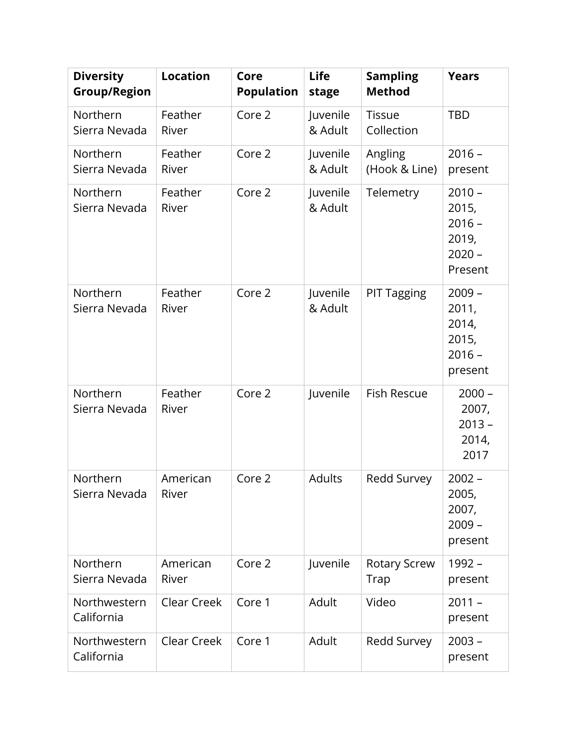| Diversity Group/Region | Location | Core Population | Life stage | Sampling Method | Years |
|---|---|---|---|---|---|
| Northern Sierra Nevada | Feather River | Core 2 | Juvenile & Adult | Tissue Collection | TBD |
| Northern Sierra Nevada | Feather River | Core 2 | Juvenile & Adult | Angling (Hook & Line) | 2016 – present |
| Northern Sierra Nevada | Feather River | Core 2 | Juvenile & Adult | Telemetry | 2010 – 2015, 2016 – 2019, 2020 – Present |
| Northern Sierra Nevada | Feather River | Core 2 | Juvenile & Adult | PIT Tagging | 2009 – 2011, 2014, 2015, 2016 – present |
| Northern Sierra Nevada | Feather River | Core 2 | Juvenile | Fish Rescue | 2000 – 2007, 2013 – 2014, 2017 |
| Northern Sierra Nevada | American River | Core 2 | Adults | Redd Survey | 2002 – 2005, 2007, 2009 – present |
| Northern Sierra Nevada | American River | Core 2 | Juvenile | Rotary Screw Trap | 1992 – present |
| Northwestern California | Clear Creek | Core 1 | Adult | Video | 2011 – present |
| Northwestern California | Clear Creek | Core 1 | Adult | Redd Survey | 2003 – present |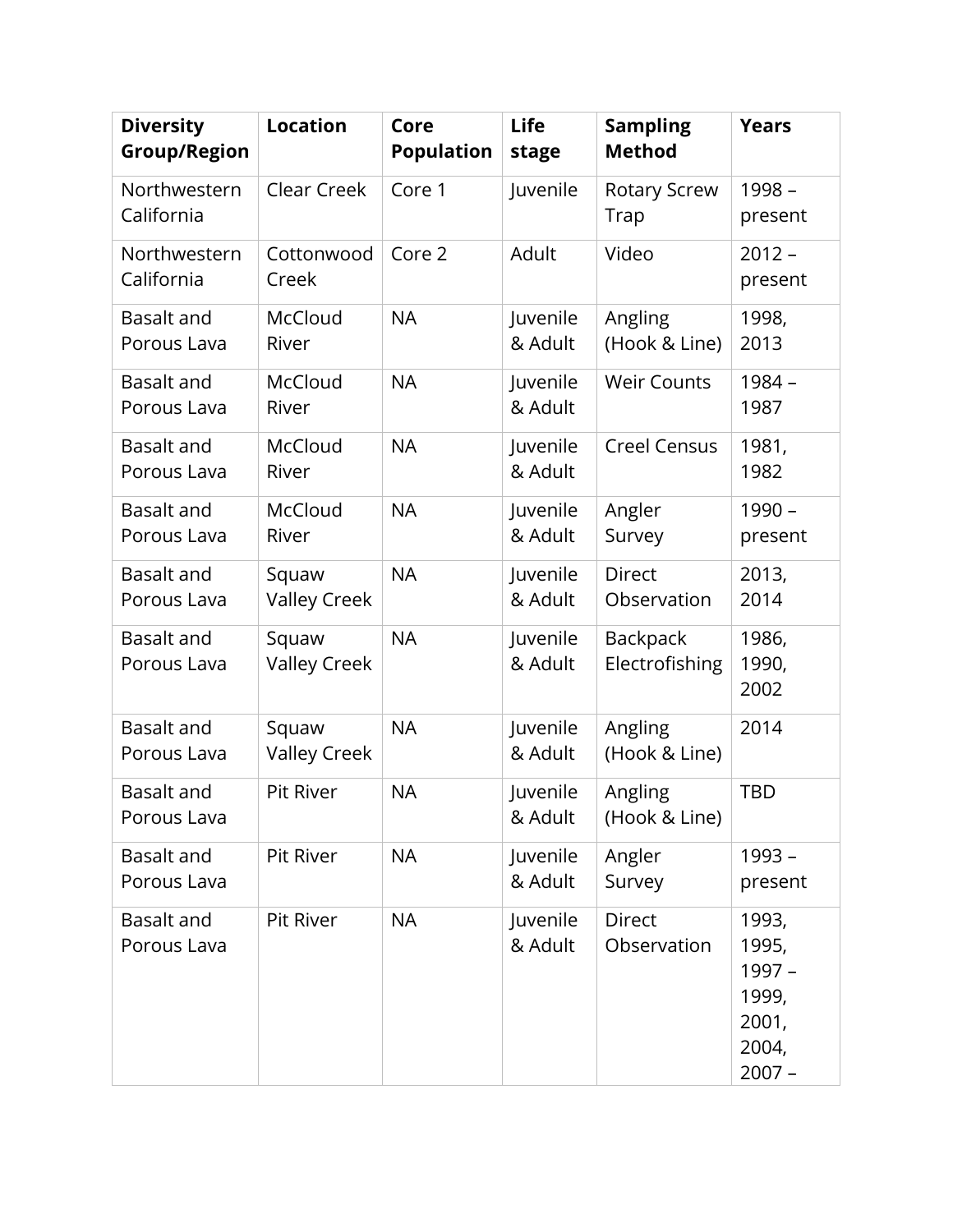| Diversity Group/Region | Location | Core Population | Life stage | Sampling Method | Years |
|---|---|---|---|---|---|
| Northwestern California | Clear Creek | Core 1 | Juvenile | Rotary Screw Trap | 1998 – present |
| Northwestern California | Cottonwood Creek | Core 2 | Adult | Video | 2012 – present |
| Basalt and Porous Lava | McCloud River | NA | Juvenile & Adult | Angling (Hook & Line) | 1998, 2013 |
| Basalt and Porous Lava | McCloud River | NA | Juvenile & Adult | Weir Counts | 1984 – 1987 |
| Basalt and Porous Lava | McCloud River | NA | Juvenile & Adult | Creel Census | 1981, 1982 |
| Basalt and Porous Lava | McCloud River | NA | Juvenile & Adult | Angler Survey | 1990 – present |
| Basalt and Porous Lava | Squaw Valley Creek | NA | Juvenile & Adult | Direct Observation | 2013, 2014 |
| Basalt and Porous Lava | Squaw Valley Creek | NA | Juvenile & Adult | Backpack Electrofishing | 1986, 1990, 2002 |
| Basalt and Porous Lava | Squaw Valley Creek | NA | Juvenile & Adult | Angling (Hook & Line) | 2014 |
| Basalt and Porous Lava | Pit River | NA | Juvenile & Adult | Angling (Hook & Line) | TBD |
| Basalt and Porous Lava | Pit River | NA | Juvenile & Adult | Angler Survey | 1993 – present |
| Basalt and Porous Lava | Pit River | NA | Juvenile & Adult | Direct Observation | 1993, 1995, 1997 – 1999, 2001, 2004, 2007 – |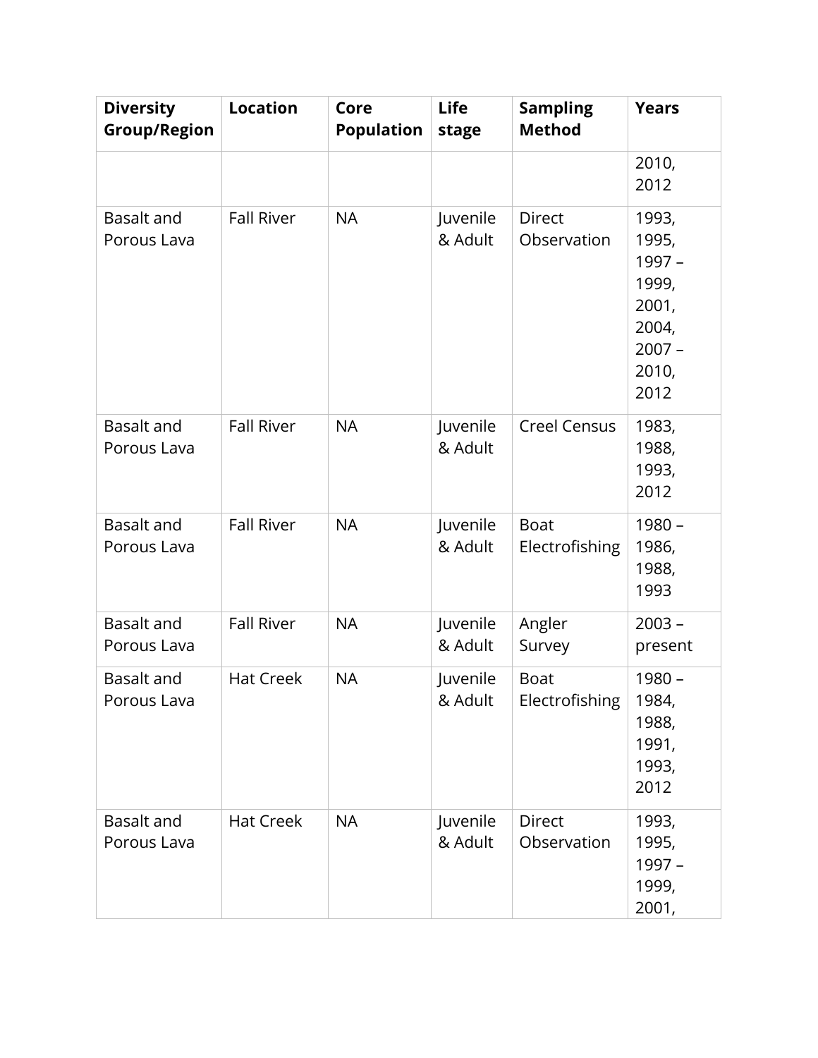| Diversity Group/Region | Location | Core Population | Life stage | Sampling Method | Years |
|---|---|---|---|---|---|
| | | | | | 2010, 2012 |
| Basalt and Porous Lava | Fall River | NA | Juvenile & Adult | Direct Observation | 1993, 1995, 1997 – 1999, 2001, 2004, 2007 – 2010, 2012 |
| Basalt and Porous Lava | Fall River | NA | Juvenile & Adult | Creel Census | 1983, 1988, 1993, 2012 |
| Basalt and Porous Lava | Fall River | NA | Juvenile & Adult | Boat Electrofishing | 1980 – 1986, 1988, 1993 |
| Basalt and Porous Lava | Fall River | NA | Juvenile & Adult | Angler Survey | 2003 – present |
| Basalt and Porous Lava | Hat Creek | NA | Juvenile & Adult | Boat Electrofishing | 1980 – 1984, 1988, 1991, 1993, 2012 |
| Basalt and Porous Lava | Hat Creek | NA | Juvenile & Adult | Direct Observation | 1993, 1995, 1997 – 1999, 2001, |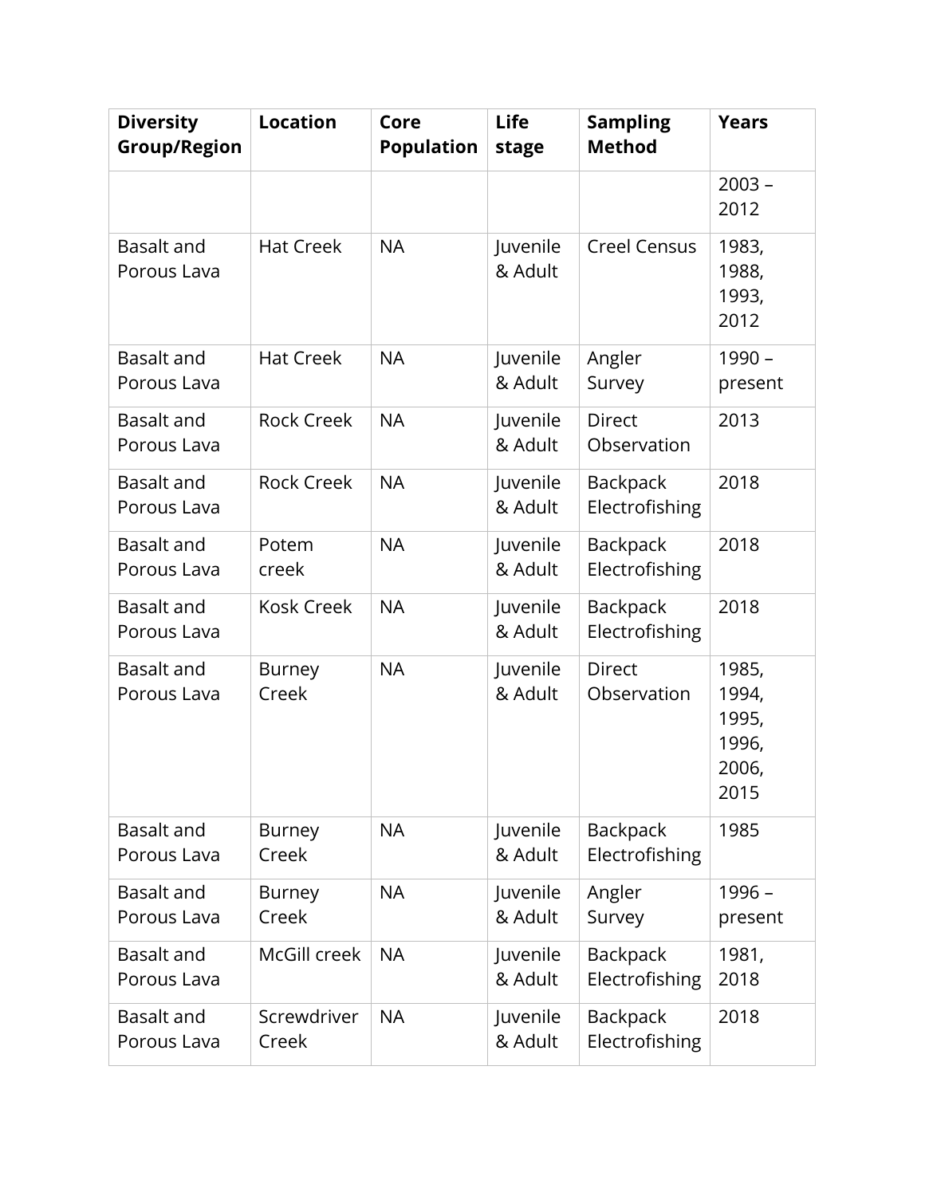| Diversity Group/Region | Location | Core Population | Life stage | Sampling Method | Years |
|---|---|---|---|---|---|
| | | | | | 2003 – 2012 |
| Basalt and Porous Lava | Hat Creek | NA | Juvenile & Adult | Creel Census | 1983, 1988, 1993, 2012 |
| Basalt and Porous Lava | Hat Creek | NA | Juvenile & Adult | Angler Survey | 1990 – present |
| Basalt and Porous Lava | Rock Creek | NA | Juvenile & Adult | Direct Observation | 2013 |
| Basalt and Porous Lava | Rock Creek | NA | Juvenile & Adult | Backpack Electrofishing | 2018 |
| Basalt and Porous Lava | Potem creek | NA | Juvenile & Adult | Backpack Electrofishing | 2018 |
| Basalt and Porous Lava | Kosk Creek | NA | Juvenile & Adult | Backpack Electrofishing | 2018 |
| Basalt and Porous Lava | Burney Creek | NA | Juvenile & Adult | Direct Observation | 1985, 1994, 1995, 1996, 2006, 2015 |
| Basalt and Porous Lava | Burney Creek | NA | Juvenile & Adult | Backpack Electrofishing | 1985 |
| Basalt and Porous Lava | Burney Creek | NA | Juvenile & Adult | Angler Survey | 1996 – present |
| Basalt and Porous Lava | McGill creek | NA | Juvenile & Adult | Backpack Electrofishing | 1981, 2018 |
| Basalt and Porous Lava | Screwdriver Creek | NA | Juvenile & Adult | Backpack Electrofishing | 2018 |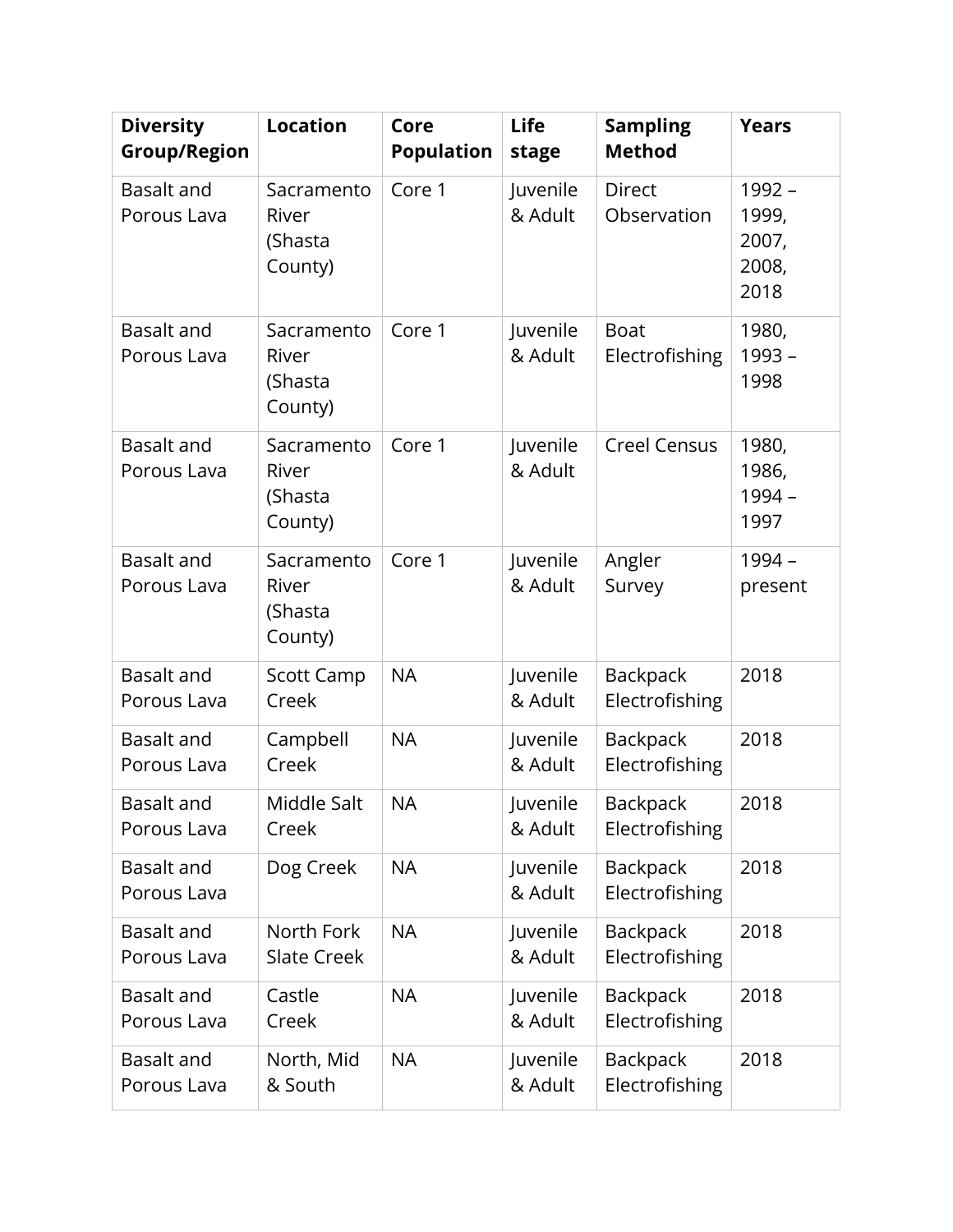| Diversity Group/Region | Location | Core Population | Life stage | Sampling Method | Years |
|---|---|---|---|---|---|
| Basalt and Porous Lava | Sacramento River (Shasta County) | Core 1 | Juvenile & Adult | Direct Observation | 1992 – 1999, 2007, 2008, 2018 |
| Basalt and Porous Lava | Sacramento River (Shasta County) | Core 1 | Juvenile & Adult | Boat Electrofishing | 1980, 1993 – 1998 |
| Basalt and Porous Lava | Sacramento River (Shasta County) | Core 1 | Juvenile & Adult | Creel Census | 1980, 1986, 1994 – 1997 |
| Basalt and Porous Lava | Sacramento River (Shasta County) | Core 1 | Juvenile & Adult | Angler Survey | 1994 – present |
| Basalt and Porous Lava | Scott Camp Creek | NA | Juvenile & Adult | Backpack Electrofishing | 2018 |
| Basalt and Porous Lava | Campbell Creek | NA | Juvenile & Adult | Backpack Electrofishing | 2018 |
| Basalt and Porous Lava | Middle Salt Creek | NA | Juvenile & Adult | Backpack Electrofishing | 2018 |
| Basalt and Porous Lava | Dog Creek | NA | Juvenile & Adult | Backpack Electrofishing | 2018 |
| Basalt and Porous Lava | North Fork Slate Creek | NA | Juvenile & Adult | Backpack Electrofishing | 2018 |
| Basalt and Porous Lava | Castle Creek | NA | Juvenile & Adult | Backpack Electrofishing | 2018 |
| Basalt and Porous Lava | North, Mid & South | NA | Juvenile & Adult | Backpack Electrofishing | 2018 |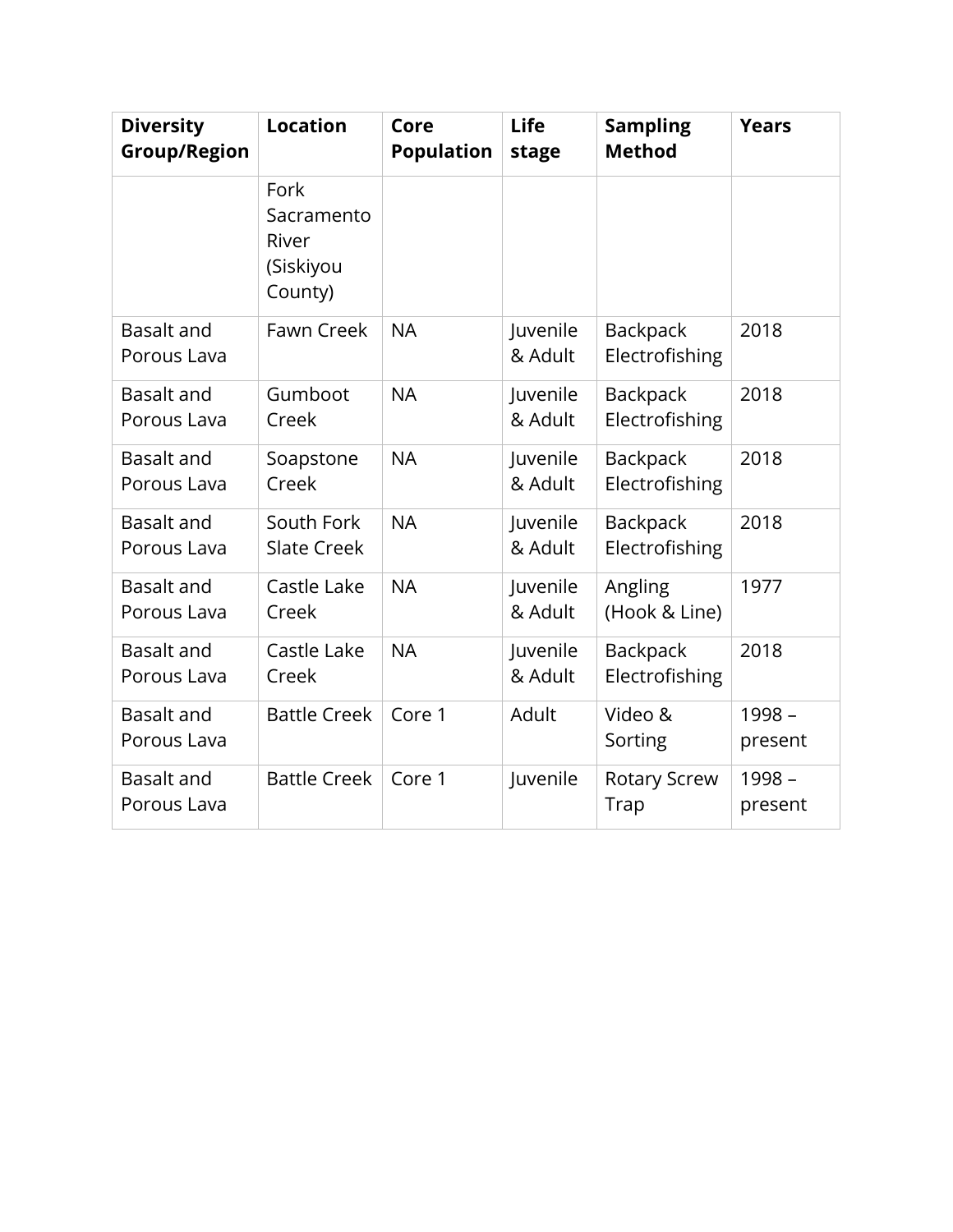| Diversity Group/Region | Location | Core Population | Life stage | Sampling Method | Years |
|---|---|---|---|---|---|
| | Fork Sacramento River (Siskiyou County) | | | | |
| Basalt and Porous Lava | Fawn Creek | NA | Juvenile & Adult | Backpack Electrofishing | 2018 |
| Basalt and Porous Lava | Gumboot Creek | NA | Juvenile & Adult | Backpack Electrofishing | 2018 |
| Basalt and Porous Lava | Soapstone Creek | NA | Juvenile & Adult | Backpack Electrofishing | 2018 |
| Basalt and Porous Lava | South Fork Slate Creek | NA | Juvenile & Adult | Backpack Electrofishing | 2018 |
| Basalt and Porous Lava | Castle Lake Creek | NA | Juvenile & Adult | Angling (Hook & Line) | 1977 |
| Basalt and Porous Lava | Castle Lake Creek | NA | Juvenile & Adult | Backpack Electrofishing | 2018 |
| Basalt and Porous Lava | Battle Creek | Core 1 | Adult | Video & Sorting | 1998 – present |
| Basalt and Porous Lava | Battle Creek | Core 1 | Juvenile | Rotary Screw Trap | 1998 – present |